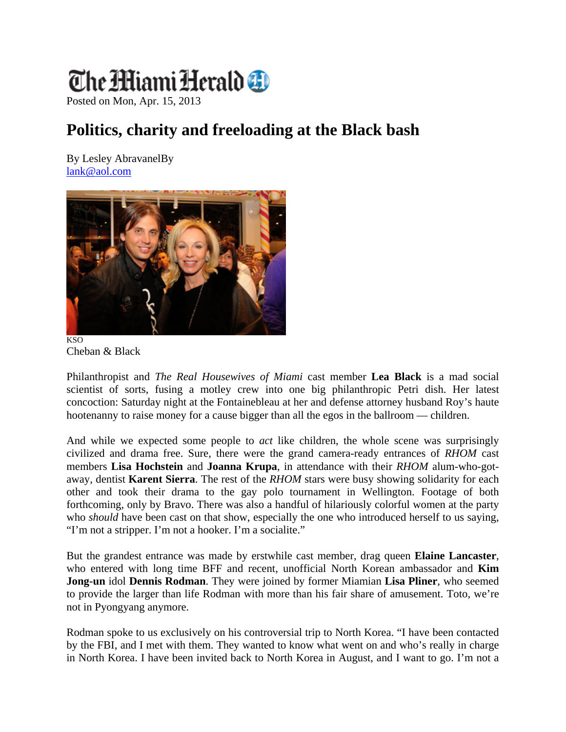# The Miami Herald

Posted on Mon, Apr. 15, 2013

## Politics, charity and freeloading at the Black bash

By Lesley AbravanelBy
lank@aol.com

KSO
Cheban & Black

Philanthropist and *The Real Housewives of Miami* cast member **Lea Black** is a mad social scientist of sorts, fusing a motley crew into one big philanthropic Petri dish. Her latest concoction: Saturday night at the Fontainebleau at her and defense attorney husband Roy's haute hootenanny to raise money for a cause bigger than all the egos in the ballroom — children.

And while we expected some people to *act* like children, the whole scene was surprisingly civilized and drama free. Sure, there were the grand camera-ready entrances of *RHOM* cast members **Lisa Hochstein** and **Joanna Krupa**, in attendance with their *RHOM* alum-who-got-away, dentist **Karent Sierra**. The rest of the *RHOM* stars were busy showing solidarity for each other and took their drama to the gay polo tournament in Wellington. Footage of both forthcoming, only by Bravo. There was also a handful of hilariously colorful women at the party who *should* have been cast on that show, especially the one who introduced herself to us saying, "I'm not a stripper. I'm not a hooker. I'm a socialite."

But the grandest entrance was made by erstwhile cast member, drag queen **Elaine Lancaster**, who entered with long time BFF and recent, unofficial North Korean ambassador and **Kim Jong-un** idol **Dennis Rodman**. They were joined by former Miamian **Lisa Pliner**, who seemed to provide the larger than life Rodman with more than his fair share of amusement. Toto, we're not in Pyongyang anymore.

Rodman spoke to us exclusively on his controversial trip to North Korea. "I have been contacted by the FBI, and I met with them. They wanted to know what went on and who's really in charge in North Korea. I have been invited back to North Korea in August, and I want to go. I'm not a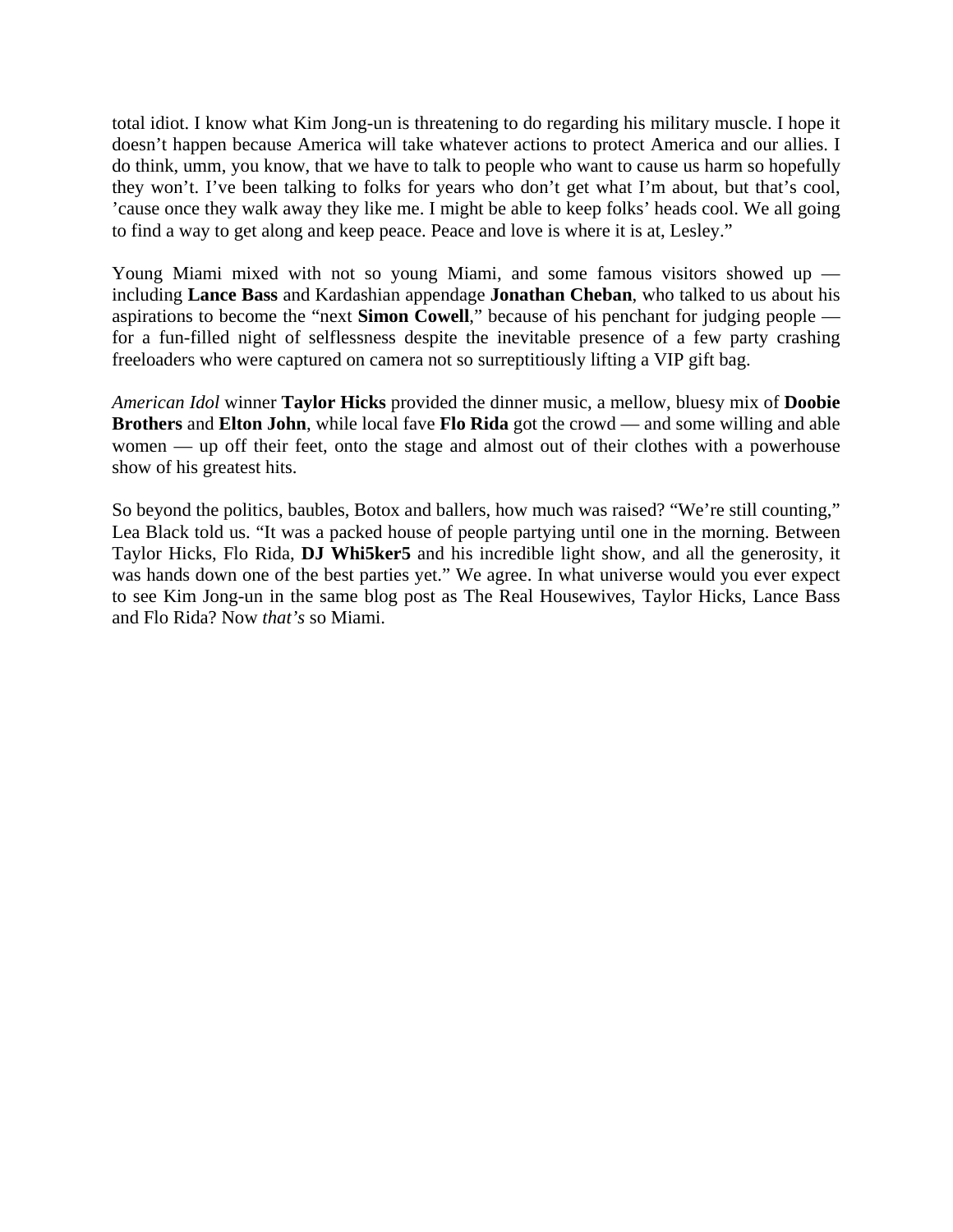total idiot. I know what Kim Jong-un is threatening to do regarding his military muscle. I hope it doesn't happen because America will take whatever actions to protect America and our allies. I do think, umm, you know, that we have to talk to people who want to cause us harm so hopefully they won't. I've been talking to folks for years who don't get what I'm about, but that's cool, 'cause once they walk away they like me. I might be able to keep folks' heads cool. We all going to find a way to get along and keep peace. Peace and love is where it is at, Lesley."

Young Miami mixed with not so young Miami, and some famous visitors showed up — including **Lance Bass** and Kardashian appendage **Jonathan Cheban**, who talked to us about his aspirations to become the "next **Simon Cowell**," because of his penchant for judging people — for a fun-filled night of selflessness despite the inevitable presence of a few party crashing freeloaders who were captured on camera not so surreptitiously lifting a VIP gift bag.

*American Idol* winner **Taylor Hicks** provided the dinner music, a mellow, bluesy mix of **Doobie Brothers** and **Elton John**, while local fave **Flo Rida** got the crowd — and some willing and able women — up off their feet, onto the stage and almost out of their clothes with a powerhouse show of his greatest hits.

So beyond the politics, baubles, Botox and ballers, how much was raised? "We're still counting," Lea Black told us. "It was a packed house of people partying until one in the morning. Between Taylor Hicks, Flo Rida, **DJ Whi5ker5** and his incredible light show, and all the generosity, it was hands down one of the best parties yet." We agree. In what universe would you ever expect to see Kim Jong-un in the same blog post as The Real Housewives, Taylor Hicks, Lance Bass and Flo Rida? Now *that's* so Miami.